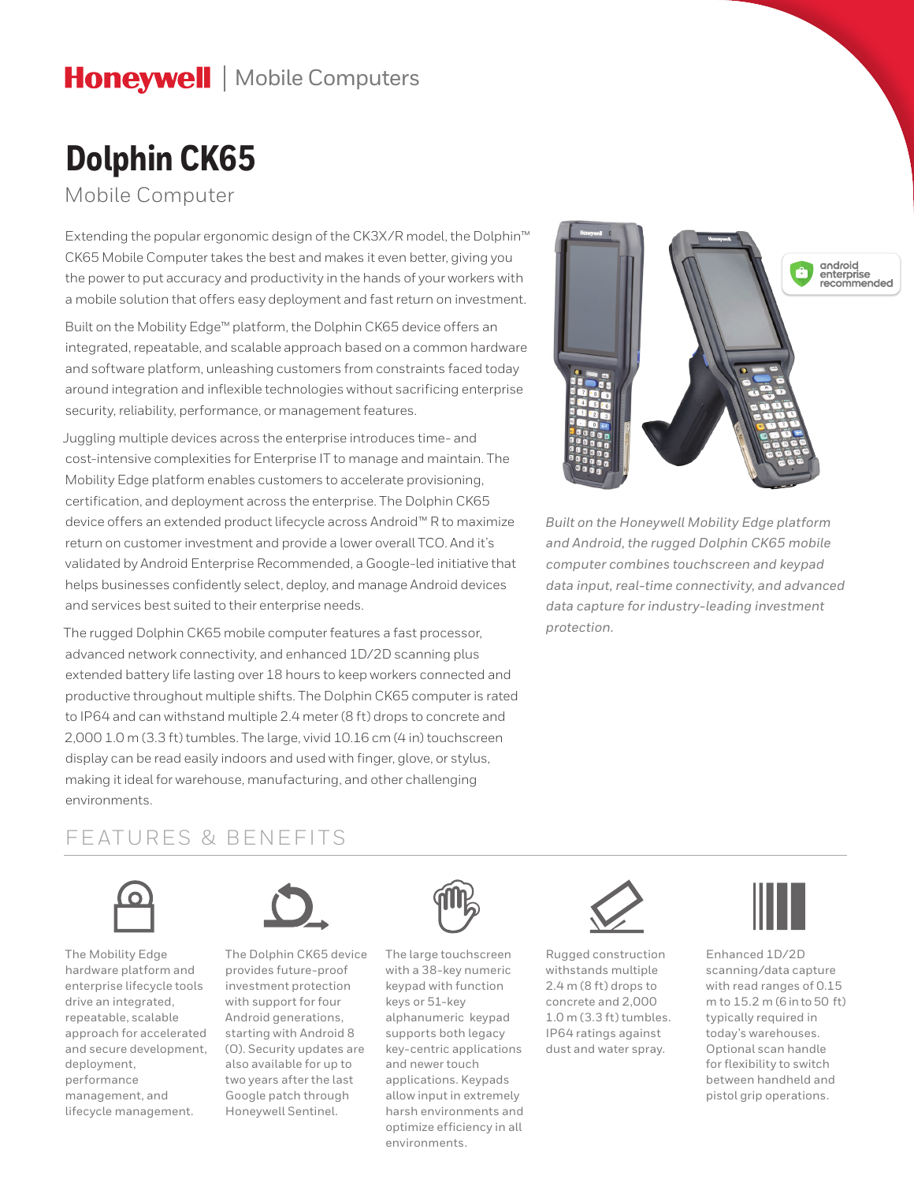Honeywell | Mobile Computers

# Dolphin CK65

Mobile Computer

Extending the popular ergonomic design of the CK3X/R model, the Dolphin™ CK65 Mobile Computer takes the best and makes it even better, giving you the power to put accuracy and productivity in the hands of your workers with a mobile solution that offers easy deployment and fast return on investment.

Built on the Mobility Edge™ platform, the Dolphin CK65 device offers an integrated, repeatable, and scalable approach based on a common hardware and software platform, unleashing customers from constraints faced today around integration and inflexible technologies without sacrificing enterprise security, reliability, performance, or management features.

Juggling multiple devices across the enterprise introduces time- and cost-intensive complexities for Enterprise IT to manage and maintain. The Mobility Edge platform enables customers to accelerate provisioning, certification, and deployment across the enterprise. The Dolphin CK65 device offers an extended product lifecycle across Android™ R to maximize return on customer investment and provide a lower overall TCO. And it's validated by Android Enterprise Recommended, a Google-led initiative that helps businesses confidently select, deploy, and manage Android devices and services best suited to their enterprise needs.

The rugged Dolphin CK65 mobile computer features a fast processor, advanced network connectivity, and enhanced 1D/2D scanning plus extended battery life lasting over 18 hours to keep workers connected and productive throughout multiple shifts. The Dolphin CK65 computer is rated to IP64 and can withstand multiple 2.4 meter (8 ft) drops to concrete and 2,000 1.0 m (3.3 ft) tumbles. The large, vivid 10.16 cm (4 in) touchscreen display can be read easily indoors and used with finger, glove, or stylus, making it ideal for warehouse, manufacturing, and other challenging environments.

*Built on the Honeywell Mobility Edge platform and Android, the rugged Dolphin CK65 mobile computer combines touchscreen and keypad data input, real-time connectivity, and advanced data capture for industry-leading investment protection.*

## FEATURES & BENEFITS

The Mobility Edge hardware platform and enterprise lifecycle tools drive an integrated, repeatable, scalable approach for accelerated and secure development, deployment, performance management, and lifecycle management.

The Dolphin CK65 device provides future-proof investment protection with support for four Android generations, starting with Android 8 (O). Security updates are also available for up to two years after the last Google patch through Honeywell Sentinel.

The large touchscreen with a 38-key numeric keypad with function keys or 51-key alphanumeric keypad supports both legacy key-centric applications and newer touch applications. Keypads allow input in extremely harsh environments and optimize efficiency in all environments.

Rugged construction withstands multiple 2.4 m (8 ft) drops to concrete and 2,000 1.0 m (3.3 ft) tumbles. IP64 ratings against dust and water spray.

Enhanced 1D/2D scanning/data capture with read ranges of 0.15 m to 15.2 m (6 in to 50 ft) typically required in today's warehouses. Optional scan handle for flexibility to switch between handheld and pistol grip operations.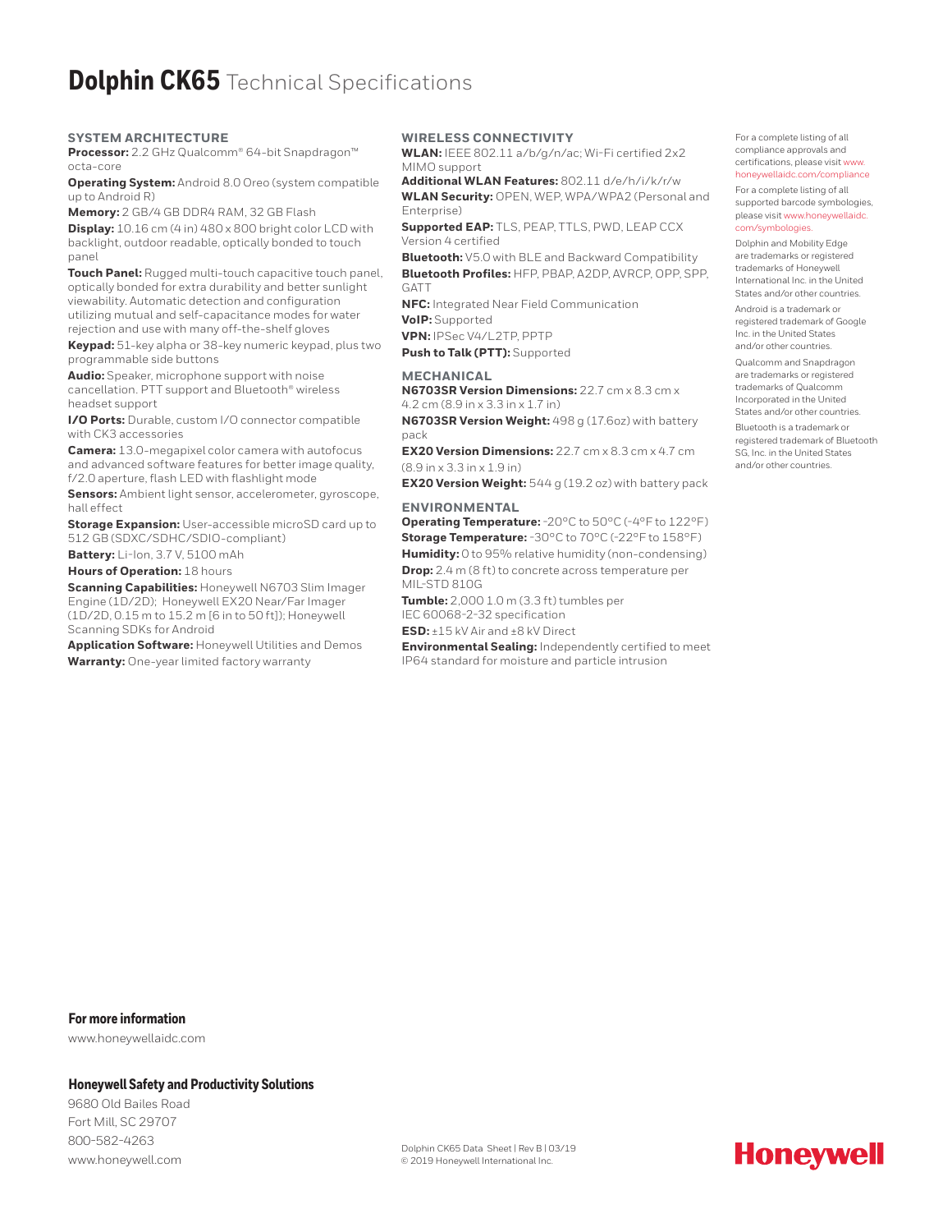# **Dolphin CK65** Technical Specifications

### SYSTEM ARCHITECTURE

**Processor:** 2.2 GHz Qualcomm® 64-bit Snapdragon™ octa-core

**Operating System:** Android 8.0 Oreo (system compatible up to Android R)

**Memory:** 2 GB/4 GB DDR4 RAM, 32 GB Flash

**Display:** 10.16 cm (4 in) 480 x 800 bright color LCD with backlight, outdoor readable, optically bonded to touch panel

**Touch Panel:** Rugged multi-touch capacitive touch panel, optically bonded for extra durability and better sunlight viewability. Automatic detection and configuration utilizing mutual and self-capacitance modes for water rejection and use with many off-the-shelf gloves

**Keypad:** 51-key alpha or 38-key numeric keypad, plus two programmable side buttons

**Audio:** Speaker, microphone support with noise cancellation. PTT support and Bluetooth® wireless headset support

**I/O Ports:** Durable, custom I/O connector compatible with CK3 accessories

**Camera:** 13.0-megapixel color camera with autofocus and advanced software features for better image quality, f/2.0 aperture, flash LED with flashlight mode

**Sensors:** Ambient light sensor, accelerometer, gyroscope, hall effect

**Storage Expansion:** User-accessible microSD card up to 512 GB (SDXC/SDHC/SDIO-compliant)

**Battery:** Li-Ion, 3.7 V, 5100 mAh

**Hours of Operation:** 18 hours

**Scanning Capabilities:** Honeywell N6703 Slim Imager Engine (1D/2D); Honeywell EX20 Near/Far Imager (1D/2D, 0.15 m to 15.2 m [6 in to 50 ft]); Honeywell Scanning SDKs for Android

**Application Software:** Honeywell Utilities and Demos

**Warranty:** One-year limited factory warranty

### WIRELESS CONNECTIVITY

**WLAN:** IEEE 802.11 a/b/g/n/ac; Wi-Fi certified 2x2 MIMO support

**Additional WLAN Features:** 802.11 d/e/h/i/k/r/w

**WLAN Security:** OPEN, WEP, WPA/WPA2 (Personal and Enterprise)

**Supported EAP:** TLS, PEAP, TTLS, PWD, LEAP CCX Version 4 certified

**Bluetooth:** V5.0 with BLE and Backward Compatibility

**Bluetooth Profiles:** HFP, PBAP, A2DP, AVRCP, OPP, SPP, GATT

**NFC:** Integrated Near Field Communication

**VoIP:** Supported

**VPN:** IPSec V4/L2TP, PPTP

**Push to Talk (PTT):** Supported

### MECHANICAL

**N6703SR Version Dimensions:** 22.7 cm x 8.3 cm x 4.2 cm (8.9 in x 3.3 in x 1.7 in)

**N6703SR Version Weight:** 498 g (17.6oz) with battery pack

**EX20 Version Dimensions:** 22.7 cm x 8.3 cm x 4.7 cm (8.9 in x 3.3 in x 1.9 in)

**EX20 Version Weight:** 544 g (19.2 oz) with battery pack

### ENVIRONMENTAL

**Operating Temperature:** -20°C to 50°C (-4°F to 122°F)

**Storage Temperature:** -30°C to 70°C (-22°F to 158°F)

**Humidity:** 0 to 95% relative humidity (non-condensing)

**Drop:** 2.4 m (8 ft) to concrete across temperature per MIL-STD 810G

**Tumble:** 2,000 1.0 m (3.3 ft) tumbles per IEC 60068-2-32 specification

**ESD:** ±15 kV Air and ±8 kV Direct

**Environmental Sealing:** Independently certified to meet IP64 standard for moisture and particle intrusion

For a complete listing of all compliance approvals and certifications, please visit www.honeywellaidc.com/compliance

For a complete listing of all supported barcode symbologies, please visit www.honeywellaidc.com/symbologies.

Dolphin and Mobility Edge are trademarks or registered trademarks of Honeywell International Inc. in the United States and/or other countries.

Android is a trademark or registered trademark of Google Inc. in the United States and/or other countries.

Qualcomm and Snapdragon are trademarks or registered trademarks of Qualcomm Incorporated in the United States and/or other countries.

Bluetooth is a trademark or registered trademark of Bluetooth SG, Inc. in the United States and/or other countries.

**For more information**

www.honeywellaidc.com

**Honeywell Safety and Productivity Solutions**

9680 Old Bailes Road
Fort Mill, SC 29707
800-582-4263
www.honeywell.com

Dolphin CK65 Data Sheet | Rev B | 03/19
© 2019 Honeywell International Inc.

**Honeywell**